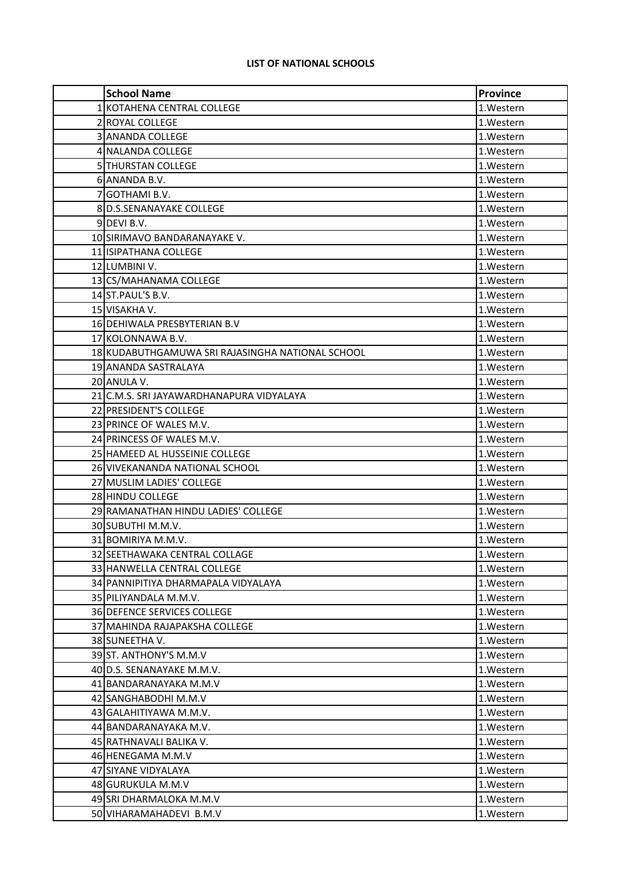**LIST OF NATIONAL SCHOOLS**

| | School Name | Province |
|---|---|---|
| 1 | KOTAHENA CENTRAL COLLEGE | 1.Western |
| 2 | ROYAL COLLEGE | 1.Western |
| 3 | ANANDA COLLEGE | 1.Western |
| 4 | NALANDA COLLEGE | 1.Western |
| 5 | THURSTAN COLLEGE | 1.Western |
| 6 | ANANDA B.V. | 1.Western |
| 7 | GOTHAMI B.V. | 1.Western |
| 8 | D.S.SENANAYAKE COLLEGE | 1.Western |
| 9 | DEVI B.V. | 1.Western |
| 10 | SIRIMAVO BANDARANAYAKE V. | 1.Western |
| 11 | ISIPATHANA COLLEGE | 1.Western |
| 12 | LUMBINI V. | 1.Western |
| 13 | CS/MAHANAMA COLLEGE | 1.Western |
| 14 | ST.PAUL'S B.V. | 1.Western |
| 15 | VISAKHA V. | 1.Western |
| 16 | DEHIWALA PRESBYTERIAN B.V | 1.Western |
| 17 | KOLONNAWA B.V. | 1.Western |
| 18 | KUDABUTHGAMUWA SRI RAJASINGHA NATIONAL SCHOOL | 1.Western |
| 19 | ANANDA SASTRALAYA | 1.Western |
| 20 | ANULA V. | 1.Western |
| 21 | C.M.S. SRI JAYAWARDHANAPURA VIDYALAYA | 1.Western |
| 22 | PRESIDENT'S COLLEGE | 1.Western |
| 23 | PRINCE OF WALES M.V. | 1.Western |
| 24 | PRINCESS OF WALES M.V. | 1.Western |
| 25 | HAMEED AL HUSSEINIE COLLEGE | 1.Western |
| 26 | VIVEKANANDA NATIONAL SCHOOL | 1.Western |
| 27 | MUSLIM LADIES' COLLEGE | 1.Western |
| 28 | HINDU COLLEGE | 1.Western |
| 29 | RAMANATHAN HINDU LADIES' COLLEGE | 1.Western |
| 30 | SUBUTHI M.M.V. | 1.Western |
| 31 | BOMIRIYA M.M.V. | 1.Western |
| 32 | SEETHAWAKA CENTRAL COLLAGE | 1.Western |
| 33 | HANWELLA CENTRAL COLLEGE | 1.Western |
| 34 | PANNIPITIYA DHARMAPALA VIDYALAYA | 1.Western |
| 35 | PILIYANDALA M.M.V. | 1.Western |
| 36 | DEFENCE SERVICES COLLEGE | 1.Western |
| 37 | MAHINDA RAJAPAKSHA COLLEGE | 1.Western |
| 38 | SUNEETHA V. | 1.Western |
| 39 | ST. ANTHONY'S M.M.V | 1.Western |
| 40 | D.S. SENANAYAKE M.M.V. | 1.Western |
| 41 | BANDARANAYAKA M.M.V | 1.Western |
| 42 | SANGHABODHI M.M.V | 1.Western |
| 43 | GALAHITIYAWA M.M.V. | 1.Western |
| 44 | BANDARANAYAKA M.V. | 1.Western |
| 45 | RATHNAVALI BALIKA V. | 1.Western |
| 46 | HENEGAMA M.M.V | 1.Western |
| 47 | SIYANE VIDYALAYA | 1.Western |
| 48 | GURUKULA M.M.V | 1.Western |
| 49 | SRI DHARMALOKA M.M.V | 1.Western |
| 50 | VIHARAMAHADEVI B.M.V | 1.Western |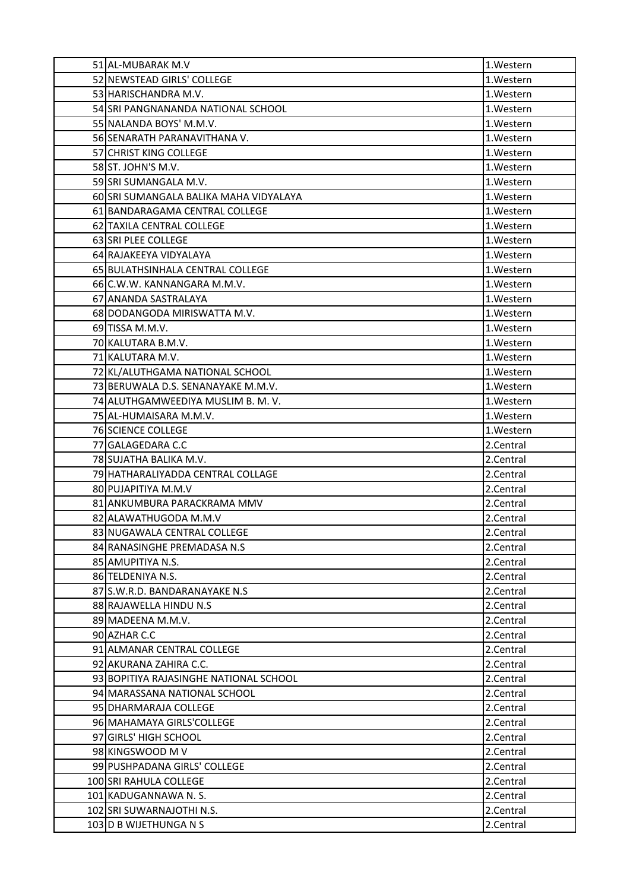| | | |
|---|---|---|
| 51 | AL-MUBARAK M.V | 1.Western |
| 52 | NEWSTEAD GIRLS' COLLEGE | 1.Western |
| 53 | HARISCHANDRA M.V. | 1.Western |
| 54 | SRI PANGNANANDA NATIONAL SCHOOL | 1.Western |
| 55 | NALANDA BOYS' M.M.V. | 1.Western |
| 56 | SENARATH PARANAVITHANA V. | 1.Western |
| 57 | CHRIST KING COLLEGE | 1.Western |
| 58 | ST. JOHN'S M.V. | 1.Western |
| 59 | SRI SUMANGALA M.V. | 1.Western |
| 60 | SRI SUMANGALA BALIKA MAHA VIDYALAYA | 1.Western |
| 61 | BANDARAGAMA CENTRAL COLLEGE | 1.Western |
| 62 | TAXILA CENTRAL COLLEGE | 1.Western |
| 63 | SRI PLEE COLLEGE | 1.Western |
| 64 | RAJAKEEYA VIDYALAYA | 1.Western |
| 65 | BULATHSINHALA CENTRAL COLLEGE | 1.Western |
| 66 | C.W.W. KANNANGARA M.M.V. | 1.Western |
| 67 | ANANDA SASTRALAYA | 1.Western |
| 68 | DODANGODA MIRISWATTA M.V. | 1.Western |
| 69 | TISSA M.M.V. | 1.Western |
| 70 | KALUTARA B.M.V. | 1.Western |
| 71 | KALUTARA M.V. | 1.Western |
| 72 | KL/ALUTHGAMA NATIONAL SCHOOL | 1.Western |
| 73 | BERUWALA D.S. SENANAYAKE M.M.V. | 1.Western |
| 74 | ALUTHGAMWEEDIYA MUSLIM B. M. V. | 1.Western |
| 75 | AL-HUMAISARA M.M.V. | 1.Western |
| 76 | SCIENCE COLLEGE | 1.Western |
| 77 | GALAGEDARA C.C | 2.Central |
| 78 | SUJATHA BALIKA M.V. | 2.Central |
| 79 | HATHARALIYADDA CENTRAL COLLAGE | 2.Central |
| 80 | PUJAPITIYA M.M.V | 2.Central |
| 81 | ANKUMBURA PARACKRAMA MMV | 2.Central |
| 82 | ALAWATHUGODA M.M.V | 2.Central |
| 83 | NUGAWALA CENTRAL COLLEGE | 2.Central |
| 84 | RANASINGHE PREMADASA N.S | 2.Central |
| 85 | AMUPITIYA N.S. | 2.Central |
| 86 | TELDENIYA N.S. | 2.Central |
| 87 | S.W.R.D. BANDARANAYAKE N.S | 2.Central |
| 88 | RAJAWELLA HINDU N.S | 2.Central |
| 89 | MADEENA M.M.V. | 2.Central |
| 90 | AZHAR C.C | 2.Central |
| 91 | ALMANAR CENTRAL COLLEGE | 2.Central |
| 92 | AKURANA ZAHIRA C.C. | 2.Central |
| 93 | BOPITIYA RAJASINGHE NATIONAL SCHOOL | 2.Central |
| 94 | MARASSANA NATIONAL SCHOOL | 2.Central |
| 95 | DHARMARAJA COLLEGE | 2.Central |
| 96 | MAHAMAYA GIRLS'COLLEGE | 2.Central |
| 97 | GIRLS' HIGH SCHOOL | 2.Central |
| 98 | KINGSWOOD M V | 2.Central |
| 99 | PUSHPADANA GIRLS' COLLEGE | 2.Central |
| 100 | SRI RAHULA COLLEGE | 2.Central |
| 101 | KADUGANNAWA N. S. | 2.Central |
| 102 | SRI SUWARNAJOTHI N.S. | 2.Central |
| 103 | D B WIJETHUNGA N S | 2.Central |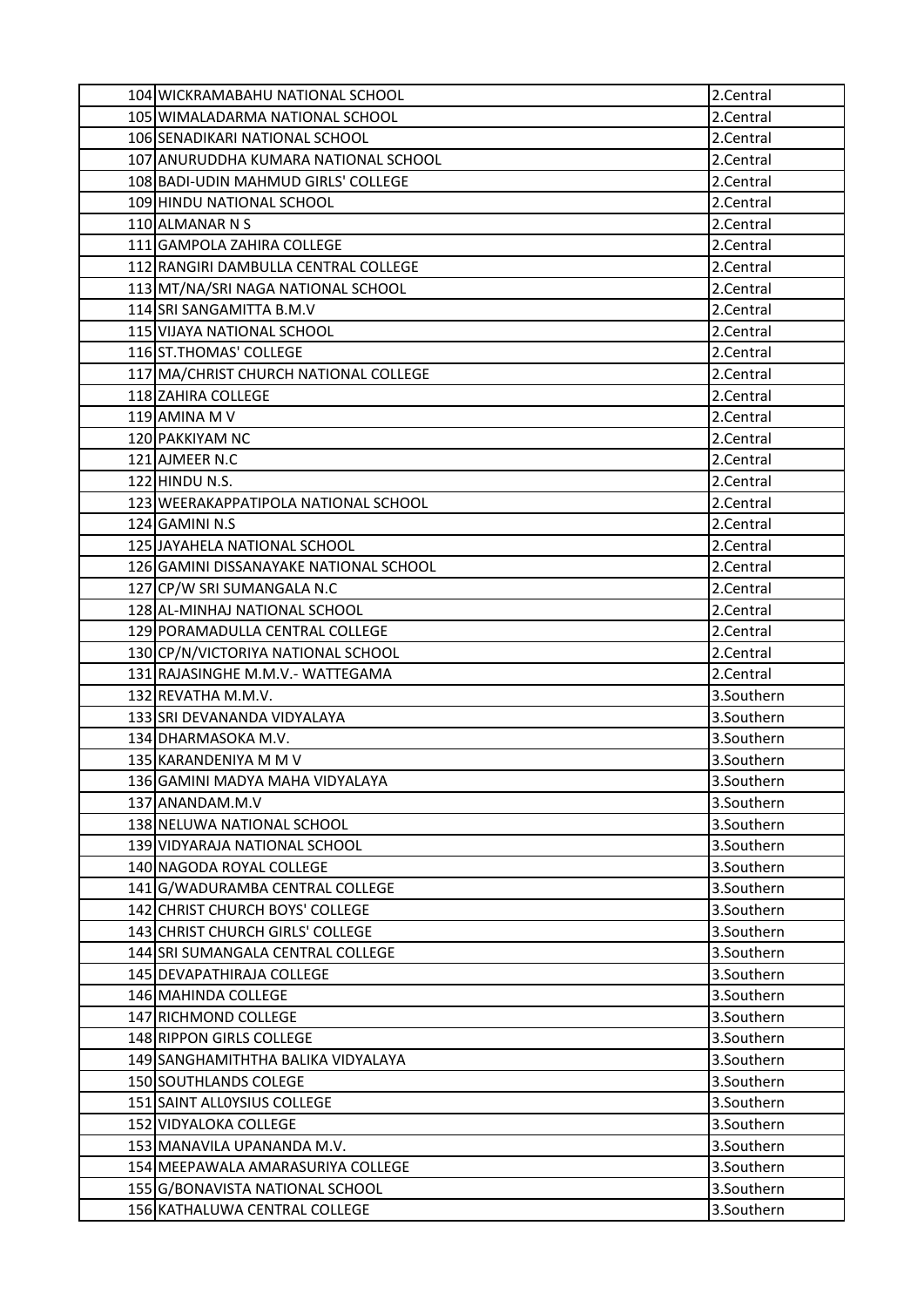| | | |
|---|---|---|
| 104 | WICKRAMABAHU NATIONAL SCHOOL | 2.Central |
| 105 | WIMALADARMA NATIONAL SCHOOL | 2.Central |
| 106 | SENADIKARI NATIONAL SCHOOL | 2.Central |
| 107 | ANURUDDHA KUMARA NATIONAL SCHOOL | 2.Central |
| 108 | BADI-UDIN MAHMUD GIRLS' COLLEGE | 2.Central |
| 109 | HINDU NATIONAL SCHOOL | 2.Central |
| 110 | ALMANAR N S | 2.Central |
| 111 | GAMPOLA ZAHIRA COLLEGE | 2.Central |
| 112 | RANGIRI DAMBULLA CENTRAL COLLEGE | 2.Central |
| 113 | MT/NA/SRI NAGA NATIONAL SCHOOL | 2.Central |
| 114 | SRI SANGAMITTA B.M.V | 2.Central |
| 115 | VIJAYA NATIONAL SCHOOL | 2.Central |
| 116 | ST.THOMAS' COLLEGE | 2.Central |
| 117 | MA/CHRIST CHURCH NATIONAL COLLEGE | 2.Central |
| 118 | ZAHIRA COLLEGE | 2.Central |
| 119 | AMINA M V | 2.Central |
| 120 | PAKKIYAM NC | 2.Central |
| 121 | AJMEER N.C | 2.Central |
| 122 | HINDU N.S. | 2.Central |
| 123 | WEERAKAPPATIPOLA NATIONAL SCHOOL | 2.Central |
| 124 | GAMINI N.S | 2.Central |
| 125 | JAYAHELA NATIONAL SCHOOL | 2.Central |
| 126 | GAMINI DISSANAYAKE NATIONAL SCHOOL | 2.Central |
| 127 | CP/W SRI SUMANGALA N.C | 2.Central |
| 128 | AL-MINHAJ NATIONAL SCHOOL | 2.Central |
| 129 | PORAMADULLA CENTRAL COLLEGE | 2.Central |
| 130 | CP/N/VICTORIYA NATIONAL SCHOOL | 2.Central |
| 131 | RAJASINGHE M.M.V.- WATTEGAMA | 2.Central |
| 132 | REVATHA M.M.V. | 3.Southern |
| 133 | SRI DEVANANDA VIDYALAYA | 3.Southern |
| 134 | DHARMASOKA M.V. | 3.Southern |
| 135 | KARANDENIYA M M V | 3.Southern |
| 136 | GAMINI MADYA MAHA VIDYALAYA | 3.Southern |
| 137 | ANANDAM.M.V | 3.Southern |
| 138 | NELUWA NATIONAL SCHOOL | 3.Southern |
| 139 | VIDYARAJA NATIONAL SCHOOL | 3.Southern |
| 140 | NAGODA ROYAL COLLEGE | 3.Southern |
| 141 | G/WADURAMBA CENTRAL COLLEGE | 3.Southern |
| 142 | CHRIST CHURCH BOYS' COLLEGE | 3.Southern |
| 143 | CHRIST CHURCH GIRLS' COLLEGE | 3.Southern |
| 144 | SRI SUMANGALA CENTRAL COLLEGE | 3.Southern |
| 145 | DEVAPATHIRAJA COLLEGE | 3.Southern |
| 146 | MAHINDA COLLEGE | 3.Southern |
| 147 | RICHMOND COLLEGE | 3.Southern |
| 148 | RIPPON GIRLS COLLEGE | 3.Southern |
| 149 | SANGHAMITHTHA BALIKA VIDYALAYA | 3.Southern |
| 150 | SOUTHLANDS COLEGE | 3.Southern |
| 151 | SAINT ALL0YSIUS COLLEGE | 3.Southern |
| 152 | VIDYALOKA COLLEGE | 3.Southern |
| 153 | MANAVILA UPANANDA M.V. | 3.Southern |
| 154 | MEEPAWALA AMARASURIYA COLLEGE | 3.Southern |
| 155 | G/BONAVISTA NATIONAL SCHOOL | 3.Southern |
| 156 | KATHALUWA CENTRAL COLLEGE | 3.Southern |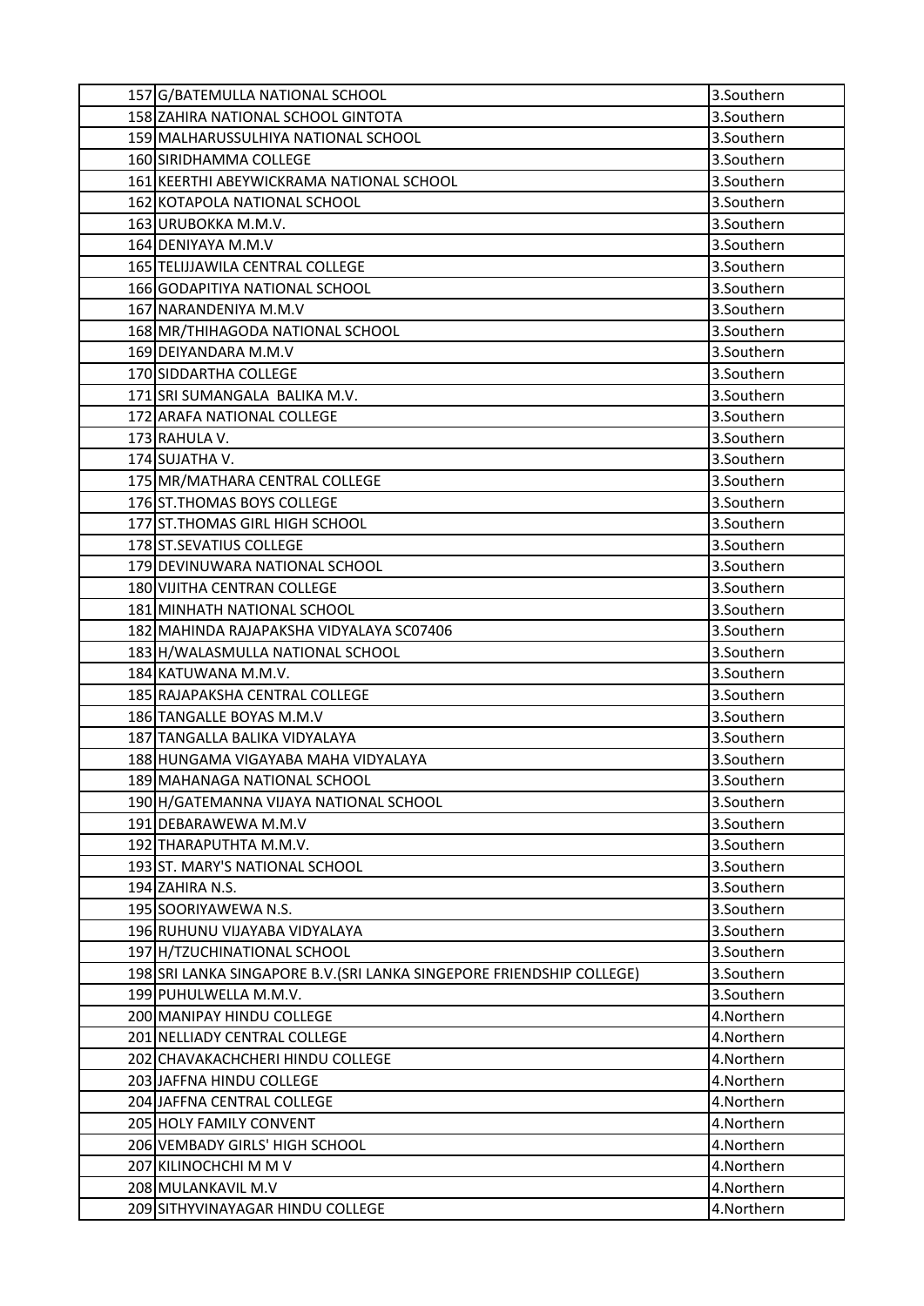| | | |
|---|---|---|
| 157 | G/BATEMULLA NATIONAL SCHOOL | 3.Southern |
| 158 | ZAHIRA NATIONAL SCHOOL GINTOTA | 3.Southern |
| 159 | MALHARUSSULHIYA NATIONAL SCHOOL | 3.Southern |
| 160 | SIRIDHAMMA COLLEGE | 3.Southern |
| 161 | KEERTHI ABEYWICKRAMA NATIONAL SCHOOL | 3.Southern |
| 162 | KOTAPOLA NATIONAL SCHOOL | 3.Southern |
| 163 | URUBOKKA M.M.V. | 3.Southern |
| 164 | DENIYAYA M.M.V | 3.Southern |
| 165 | TELIJJAWILA CENTRAL COLLEGE | 3.Southern |
| 166 | GODAPITIYA NATIONAL SCHOOL | 3.Southern |
| 167 | NARANDENIYA M.M.V | 3.Southern |
| 168 | MR/THIHAGODA NATIONAL SCHOOL | 3.Southern |
| 169 | DEIYANDARA M.M.V | 3.Southern |
| 170 | SIDDARTHA COLLEGE | 3.Southern |
| 171 | SRI SUMANGALA BALIKA M.V. | 3.Southern |
| 172 | ARAFA NATIONAL COLLEGE | 3.Southern |
| 173 | RAHULA V. | 3.Southern |
| 174 | SUJATHA V. | 3.Southern |
| 175 | MR/MATHARA CENTRAL COLLEGE | 3.Southern |
| 176 | ST.THOMAS BOYS COLLEGE | 3.Southern |
| 177 | ST.THOMAS GIRL HIGH SCHOOL | 3.Southern |
| 178 | ST.SEVATIUS COLLEGE | 3.Southern |
| 179 | DEVINUWARA NATIONAL SCHOOL | 3.Southern |
| 180 | VIJITHA CENTRAN COLLEGE | 3.Southern |
| 181 | MINHATH NATIONAL SCHOOL | 3.Southern |
| 182 | MAHINDA RAJAPAKSHA VIDYALAYA SC07406 | 3.Southern |
| 183 | H/WALASMULLA NATIONAL SCHOOL | 3.Southern |
| 184 | KATUWANA M.M.V. | 3.Southern |
| 185 | RAJAPAKSHA CENTRAL COLLEGE | 3.Southern |
| 186 | TANGALLE BOYAS M.M.V | 3.Southern |
| 187 | TANGALLA BALIKA VIDYALAYA | 3.Southern |
| 188 | HUNGAMA VIGAYABA MAHA VIDYALAYA | 3.Southern |
| 189 | MAHANAGA NATIONAL SCHOOL | 3.Southern |
| 190 | H/GATEMANNA VIJAYA NATIONAL SCHOOL | 3.Southern |
| 191 | DEBARAWEWA M.M.V | 3.Southern |
| 192 | THARAPUTHTA M.M.V. | 3.Southern |
| 193 | ST. MARY'S NATIONAL SCHOOL | 3.Southern |
| 194 | ZAHIRA N.S. | 3.Southern |
| 195 | SOORIYAWEWA N.S. | 3.Southern |
| 196 | RUHUNU VIJAYABA VIDYALAYA | 3.Southern |
| 197 | H/TZUCHINATIONAL SCHOOL | 3.Southern |
| 198 | SRI LANKA SINGAPORE B.V.(SRI LANKA SINGEPORE FRIENDSHIP COLLEGE) | 3.Southern |
| 199 | PUHULWELLA M.M.V. | 3.Southern |
| 200 | MANIPAY HINDU COLLEGE | 4.Northern |
| 201 | NELLIADY CENTRAL COLLEGE | 4.Northern |
| 202 | CHAVAKACHCHERI HINDU COLLEGE | 4.Northern |
| 203 | JAFFNA HINDU COLLEGE | 4.Northern |
| 204 | JAFFNA CENTRAL COLLEGE | 4.Northern |
| 205 | HOLY FAMILY CONVENT | 4.Northern |
| 206 | VEMBADY GIRLS' HIGH SCHOOL | 4.Northern |
| 207 | KILINOCHCHI M M V | 4.Northern |
| 208 | MULANKAVIL M.V | 4.Northern |
| 209 | SITHYVINAYAGAR HINDU COLLEGE | 4.Northern |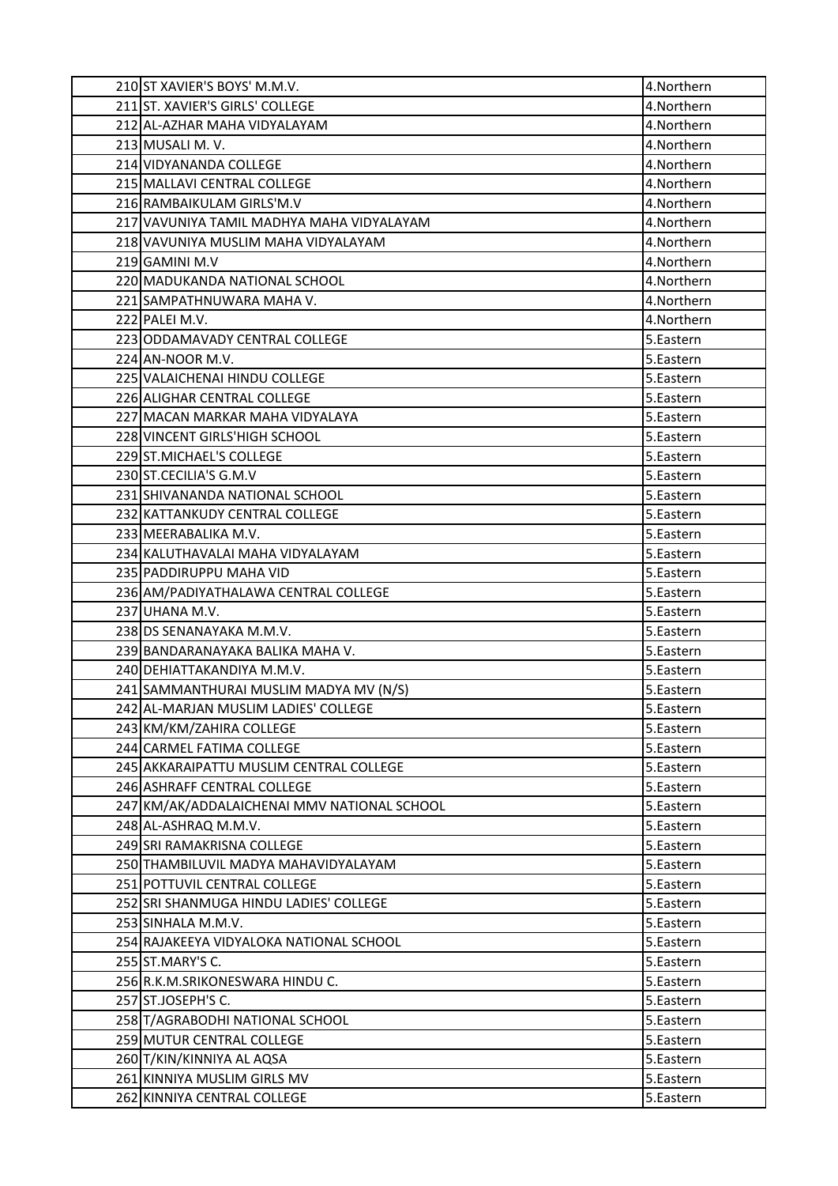| | | |
|---|---|---|
| 210 | ST XAVIER'S BOYS' M.M.V. | 4.Northern |
| 211 | ST. XAVIER'S GIRLS' COLLEGE | 4.Northern |
| 212 | AL-AZHAR MAHA VIDYALAYAM | 4.Northern |
| 213 | MUSALI M. V. | 4.Northern |
| 214 | VIDYANANDA COLLEGE | 4.Northern |
| 215 | MALLAVI CENTRAL COLLEGE | 4.Northern |
| 216 | RAMBAIKULAM GIRLS'M.V | 4.Northern |
| 217 | VAVUNIYA TAMIL MADHYA MAHA VIDYALAYAM | 4.Northern |
| 218 | VAVUNIYA MUSLIM MAHA VIDYALAYAM | 4.Northern |
| 219 | GAMINI M.V | 4.Northern |
| 220 | MADUKANDA NATIONAL SCHOOL | 4.Northern |
| 221 | SAMPATHNUWARA MAHA V. | 4.Northern |
| 222 | PALEI M.V. | 4.Northern |
| 223 | ODDAMAVADY CENTRAL COLLEGE | 5.Eastern |
| 224 | AN-NOOR M.V. | 5.Eastern |
| 225 | VALAICHENAI HINDU COLLEGE | 5.Eastern |
| 226 | ALIGHAR CENTRAL COLLEGE | 5.Eastern |
| 227 | MACAN MARKAR MAHA VIDYALAYA | 5.Eastern |
| 228 | VINCENT GIRLS'HIGH SCHOOL | 5.Eastern |
| 229 | ST.MICHAEL'S COLLEGE | 5.Eastern |
| 230 | ST.CECILIA'S G.M.V | 5.Eastern |
| 231 | SHIVANANDA NATIONAL SCHOOL | 5.Eastern |
| 232 | KATTANKUDY CENTRAL COLLEGE | 5.Eastern |
| 233 | MEERABALIKA M.V. | 5.Eastern |
| 234 | KALUTHAVALAI MAHA VIDYALAYAM | 5.Eastern |
| 235 | PADDIRUPPU MAHA VID | 5.Eastern |
| 236 | AM/PADIYATHALAWA CENTRAL COLLEGE | 5.Eastern |
| 237 | UHANA M.V. | 5.Eastern |
| 238 | DS SENANAYAKA M.M.V. | 5.Eastern |
| 239 | BANDARANAYAKA BALIKA MAHA V. | 5.Eastern |
| 240 | DEHIATTAKANDIYA M.M.V. | 5.Eastern |
| 241 | SAMMANTHURAI MUSLIM MADYA MV (N/S) | 5.Eastern |
| 242 | AL-MARJAN MUSLIM LADIES' COLLEGE | 5.Eastern |
| 243 | KM/KM/ZAHIRA COLLEGE | 5.Eastern |
| 244 | CARMEL FATIMA COLLEGE | 5.Eastern |
| 245 | AKKARAIPATTU MUSLIM CENTRAL COLLEGE | 5.Eastern |
| 246 | ASHRAFF CENTRAL COLLEGE | 5.Eastern |
| 247 | KM/AK/ADDALAICHENAI MMV NATIONAL SCHOOL | 5.Eastern |
| 248 | AL-ASHRAQ M.M.V. | 5.Eastern |
| 249 | SRI RAMAKRISNA COLLEGE | 5.Eastern |
| 250 | THAMBILUVIL MADYA MAHAVIDYALAYAM | 5.Eastern |
| 251 | POTTUVIL CENTRAL COLLEGE | 5.Eastern |
| 252 | SRI SHANMUGA HINDU LADIES' COLLEGE | 5.Eastern |
| 253 | SINHALA M.M.V. | 5.Eastern |
| 254 | RAJAKEEYA VIDYALOKA NATIONAL SCHOOL | 5.Eastern |
| 255 | ST.MARY'S C. | 5.Eastern |
| 256 | R.K.M.SRIKONESWARA HINDU C. | 5.Eastern |
| 257 | ST.JOSEPH'S C. | 5.Eastern |
| 258 | T/AGRABODHI NATIONAL SCHOOL | 5.Eastern |
| 259 | MUTUR CENTRAL COLLEGE | 5.Eastern |
| 260 | T/KIN/KINNIYA AL AQSA | 5.Eastern |
| 261 | KINNIYA MUSLIM GIRLS MV | 5.Eastern |
| 262 | KINNIYA CENTRAL COLLEGE | 5.Eastern |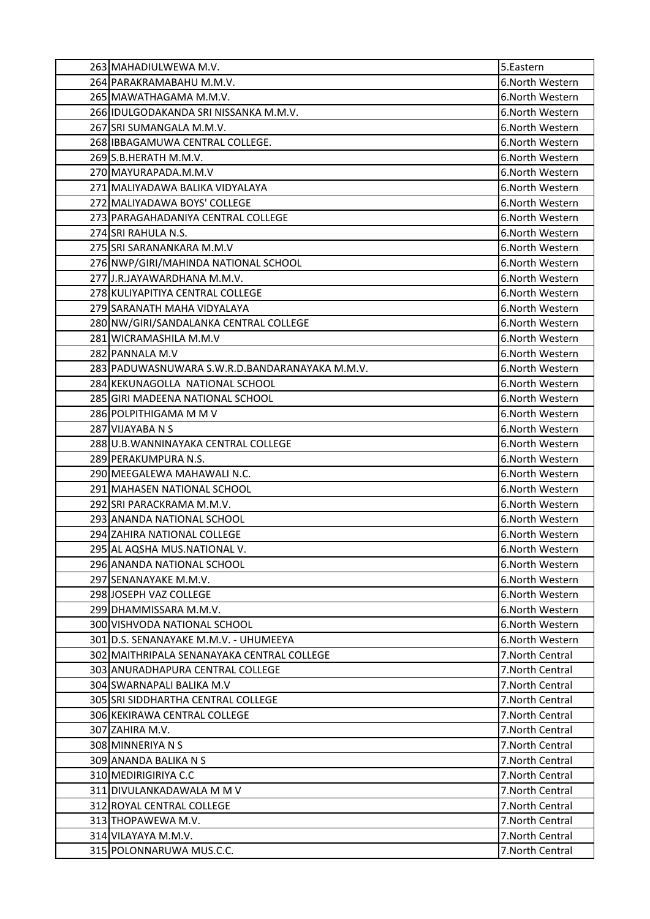| | | |
|---|---|---|
| 263 | MAHADIULWEWA M.V. | 5.Eastern |
| 264 | PARAKRAMABAHU M.M.V. | 6.North Western |
| 265 | MAWATHAGAMA M.M.V. | 6.North Western |
| 266 | IDULGODAKANDA SRI NISSANKA M.M.V. | 6.North Western |
| 267 | SRI SUMANGALA M.M.V. | 6.North Western |
| 268 | IBBAGAMUWA CENTRAL COLLEGE. | 6.North Western |
| 269 | S.B.HERATH M.M.V. | 6.North Western |
| 270 | MAYURAPADA.M.M.V | 6.North Western |
| 271 | MALIYADAWA BALIKA VIDYALAYA | 6.North Western |
| 272 | MALIYADAWA BOYS' COLLEGE | 6.North Western |
| 273 | PARAGAHADANIYA CENTRAL COLLEGE | 6.North Western |
| 274 | SRI RAHULA N.S. | 6.North Western |
| 275 | SRI SARANANKARA M.M.V | 6.North Western |
| 276 | NWP/GIRI/MAHINDA NATIONAL SCHOOL | 6.North Western |
| 277 | J.R.JAYAWARDHANA M.M.V. | 6.North Western |
| 278 | KULIYAPITIYA CENTRAL COLLEGE | 6.North Western |
| 279 | SARANATH MAHA VIDYALAYA | 6.North Western |
| 280 | NW/GIRI/SANDALANKA CENTRAL COLLEGE | 6.North Western |
| 281 | WICRAMASHILA M.M.V | 6.North Western |
| 282 | PANNALA M.V | 6.North Western |
| 283 | PADUWASNUWARA S.W.R.D.BANDARANAYAKA M.M.V. | 6.North Western |
| 284 | KEKUNAGOLLA NATIONAL SCHOOL | 6.North Western |
| 285 | GIRI MADEENA NATIONAL SCHOOL | 6.North Western |
| 286 | POLPITHIGAMA M M V | 6.North Western |
| 287 | VIJAYABA N S | 6.North Western |
| 288 | U.B.WANNINAYAKA CENTRAL COLLEGE | 6.North Western |
| 289 | PERAKUMPURA N.S. | 6.North Western |
| 290 | MEEGALEWA MAHAWALI N.C. | 6.North Western |
| 291 | MAHASEN NATIONAL SCHOOL | 6.North Western |
| 292 | SRI PARACKRAMA M.M.V. | 6.North Western |
| 293 | ANANDA NATIONAL SCHOOL | 6.North Western |
| 294 | ZAHIRA NATIONAL COLLEGE | 6.North Western |
| 295 | AL AQSHA MUS.NATIONAL V. | 6.North Western |
| 296 | ANANDA NATIONAL SCHOOL | 6.North Western |
| 297 | SENANAYAKE M.M.V. | 6.North Western |
| 298 | JOSEPH VAZ COLLEGE | 6.North Western |
| 299 | DHAMMISSARA M.M.V. | 6.North Western |
| 300 | VISHVODA NATIONAL SCHOOL | 6.North Western |
| 301 | D.S. SENANAYAKE M.M.V. - UHUMEEYA | 6.North Western |
| 302 | MAITHRIPALA SENANAYAKA CENTRAL COLLEGE | 7.North Central |
| 303 | ANURADHAPURA CENTRAL COLLEGE | 7.North Central |
| 304 | SWARNAPALI BALIKA M.V | 7.North Central |
| 305 | SRI SIDDHARTHA CENTRAL COLLEGE | 7.North Central |
| 306 | KEKIRAWA CENTRAL COLLEGE | 7.North Central |
| 307 | ZAHIRA M.V. | 7.North Central |
| 308 | MINNERIYA N S | 7.North Central |
| 309 | ANANDA BALIKA N S | 7.North Central |
| 310 | MEDIRIGIRIYA C.C | 7.North Central |
| 311 | DIVULANKADAWALA M M V | 7.North Central |
| 312 | ROYAL CENTRAL COLLEGE | 7.North Central |
| 313 | THOPAWEWA M.V. | 7.North Central |
| 314 | VILAYAYA M.M.V. | 7.North Central |
| 315 | POLONNARUWA MUS.C.C. | 7.North Central |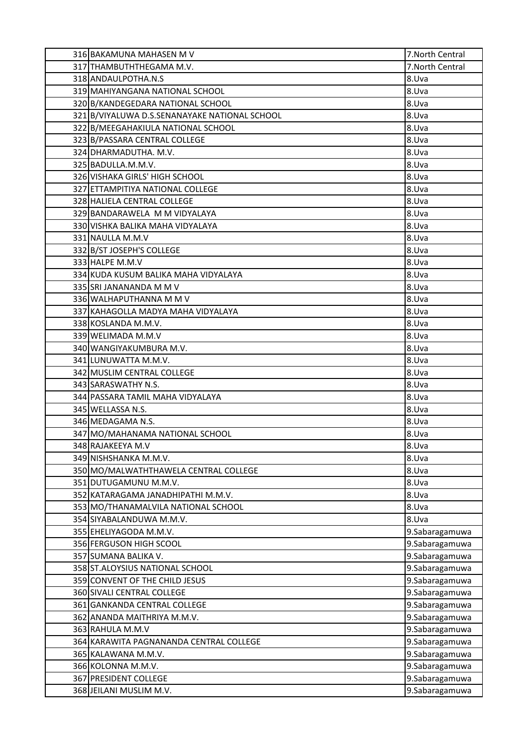| | | |
|---|---|---|
| 316 | BAKAMUNA MAHASEN M V | 7.North Central |
| 317 | THAMBUTHTHEGAMA M.V. | 7.North Central |
| 318 | ANDAULPOTHA.N.S | 8.Uva |
| 319 | MAHIYANGANA NATIONAL SCHOOL | 8.Uva |
| 320 | B/KANDEGEDARA NATIONAL SCHOOL | 8.Uva |
| 321 | B/VIYALUWA D.S.SENANAYAKE NATIONAL SCHOOL | 8.Uva |
| 322 | B/MEEGAHAKIULA NATIONAL SCHOOL | 8.Uva |
| 323 | B/PASSARA CENTRAL COLLEGE | 8.Uva |
| 324 | DHARMADUTHA. M.V. | 8.Uva |
| 325 | BADULLA.M.M.V. | 8.Uva |
| 326 | VISHAKA GIRLS' HIGH SCHOOL | 8.Uva |
| 327 | ETTAMPITIYA NATIONAL COLLEGE | 8.Uva |
| 328 | HALIELA CENTRAL COLLEGE | 8.Uva |
| 329 | BANDARAWELA M M VIDYALAYA | 8.Uva |
| 330 | VISHKA BALIKA MAHA VIDYALAYA | 8.Uva |
| 331 | NAULLA M.M.V | 8.Uva |
| 332 | B/ST JOSEPH'S COLLEGE | 8.Uva |
| 333 | HALPE M.M.V | 8.Uva |
| 334 | KUDA KUSUM BALIKA MAHA VIDYALAYA | 8.Uva |
| 335 | SRI JANANANDA M M V | 8.Uva |
| 336 | WALHAPUTHANNA M M V | 8.Uva |
| 337 | KAHAGOLLA MADYA MAHA VIDYALAYA | 8.Uva |
| 338 | KOSLANDA M.M.V. | 8.Uva |
| 339 | WELIMADA M.M.V | 8.Uva |
| 340 | WANGIYAKUMBURA M.V. | 8.Uva |
| 341 | LUNUWATTA M.M.V. | 8.Uva |
| 342 | MUSLIM CENTRAL COLLEGE | 8.Uva |
| 343 | SARASWATHY N.S. | 8.Uva |
| 344 | PASSARA TAMIL MAHA VIDYALAYA | 8.Uva |
| 345 | WELLASSA N.S. | 8.Uva |
| 346 | MEDAGAMA N.S. | 8.Uva |
| 347 | MO/MAHANAMA NATIONAL SCHOOL | 8.Uva |
| 348 | RAJAKEEYA M.V | 8.Uva |
| 349 | NISHSHANKA M.M.V. | 8.Uva |
| 350 | MO/MALWATHTHAWELA CENTRAL COLLEGE | 8.Uva |
| 351 | DUTUGAMUNU M.M.V. | 8.Uva |
| 352 | KATARAGAMA JANADHIPATHI M.M.V. | 8.Uva |
| 353 | MO/THANAMALVILA NATIONAL SCHOOL | 8.Uva |
| 354 | SIYABALANDUWA M.M.V. | 8.Uva |
| 355 | EHELIYAGODA M.M.V. | 9.Sabaragamuwa |
| 356 | FERGUSON HIGH SCOOL | 9.Sabaragamuwa |
| 357 | SUMANA BALIKA V. | 9.Sabaragamuwa |
| 358 | ST.ALOYSIUS NATIONAL SCHOOL | 9.Sabaragamuwa |
| 359 | CONVENT OF THE CHILD JESUS | 9.Sabaragamuwa |
| 360 | SIVALI CENTRAL COLLEGE | 9.Sabaragamuwa |
| 361 | GANKANDA CENTRAL COLLEGE | 9.Sabaragamuwa |
| 362 | ANANDA MAITHRIYA M.M.V. | 9.Sabaragamuwa |
| 363 | RAHULA M.M.V | 9.Sabaragamuwa |
| 364 | KARAWITA PAGNANANDA CENTRAL COLLEGE | 9.Sabaragamuwa |
| 365 | KALAWANA M.M.V. | 9.Sabaragamuwa |
| 366 | KOLONNA M.M.V. | 9.Sabaragamuwa |
| 367 | PRESIDENT COLLEGE | 9.Sabaragamuwa |
| 368 | JEILANI MUSLIM M.V. | 9.Sabaragamuwa |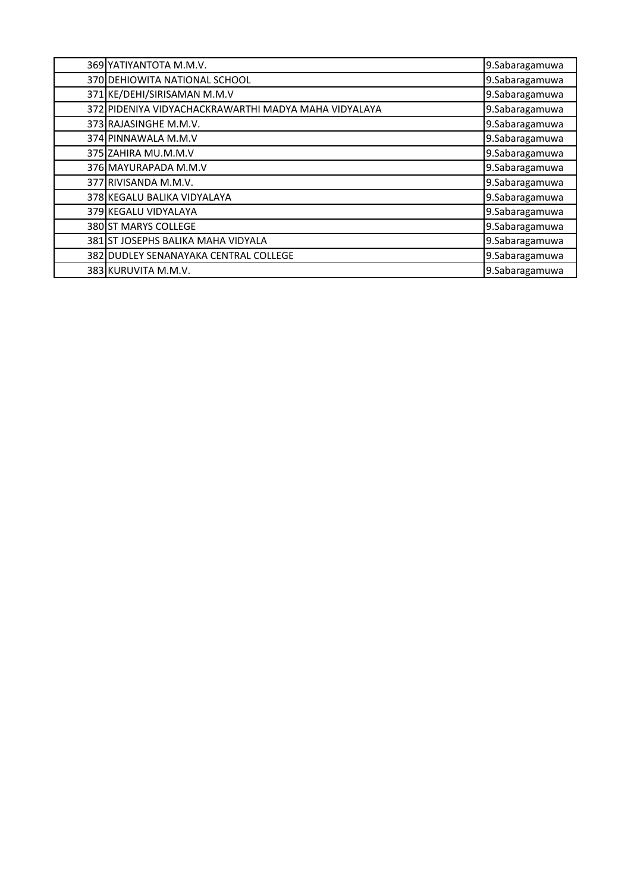| | | |
|---|---|---|
| 369 | YATIYANTOTA M.M.V. | 9.Sabaragamuwa |
| 370 | DEHIOWITA NATIONAL SCHOOL | 9.Sabaragamuwa |
| 371 | KE/DEHI/SIRISAMAN M.M.V | 9.Sabaragamuwa |
| 372 | PIDENIYA VIDYACHACKRAWARTHI MADYA MAHA VIDYALAYA | 9.Sabaragamuwa |
| 373 | RAJASINGHE M.M.V. | 9.Sabaragamuwa |
| 374 | PINNAWALA M.M.V | 9.Sabaragamuwa |
| 375 | ZAHIRA MU.M.M.V | 9.Sabaragamuwa |
| 376 | MAYURAPADA M.M.V | 9.Sabaragamuwa |
| 377 | RIVISANDA M.M.V. | 9.Sabaragamuwa |
| 378 | KEGALU BALIKA VIDYALAYA | 9.Sabaragamuwa |
| 379 | KEGALU VIDYALAYA | 9.Sabaragamuwa |
| 380 | ST MARYS COLLEGE | 9.Sabaragamuwa |
| 381 | ST JOSEPHS BALIKA MAHA VIDYALA | 9.Sabaragamuwa |
| 382 | DUDLEY SENANAYAKA CENTRAL COLLEGE | 9.Sabaragamuwa |
| 383 | KURUVITA M.M.V. | 9.Sabaragamuwa |